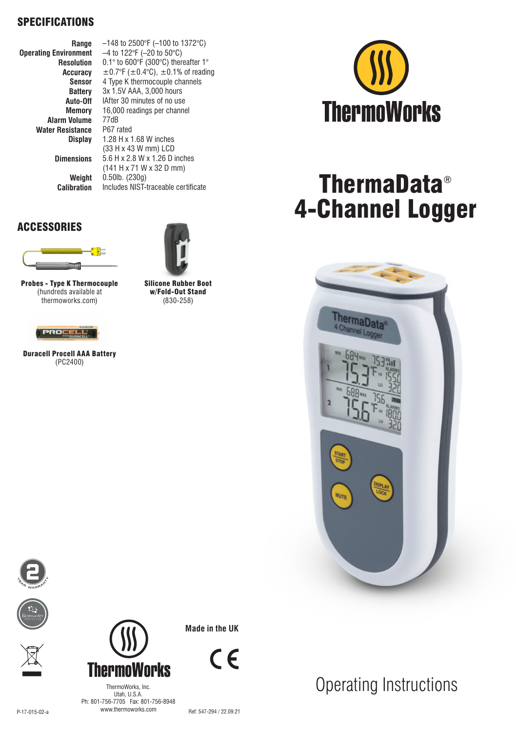## SPECIFICATIONS

| | |
|---|---|
| **Range** | –148 to 2500°F (–100 to 1372°C) |
| **Operating Environment** | –4 to 122°F (–20 to 50°C) |
| **Resolution** | 0.1° to 600°F (300°C) thereafter 1° |
| **Accuracy** | ±0.7°F (±0.4°C), ±0.1% of reading |
| **Sensor** | 4 Type K thermocouple channels |
| **Battery** | 3x 1.5V AAA, 3,000 hours |
| **Auto-Off** | IAfter 30 minutes of no use |
| **Memory** | 16,000 readings per channel |
| **Alarm Volume** | 77dB |
| **Water Resistance** | P67 rated |
| **Display** | 1.28 H x 1.68 W inches (33 H x 43 W mm) LCD |
| **Dimensions** | 5.6 H x 2.8 W x 1.26 D inches (141 H x 71 W x 32 D mm) |
| **Weight** | 0.50lb. (230g) |
| **Calibration** | Includes NIST-traceable certificate |

## ACCESSORIES

**Probes - Type K Thermocouple**
(hundreds available at thermoworks.com)

**Silicone Rubber Boot w/Fold-Out Stand**
(830-258)

**Duracell Procell AAA Battery**
(PC2400)

# ThermoWorks

# ThermaData® 4-Channel Logger

Operating Instructions

Made in the UK

ThermoWorks, Inc.
Utah, U.S.A.
Ph: 801-756-7705 Fax: 801-756-8948
www.thermoworks.com

P-17-015-02-a

Ref: 547-294 / 22.09.21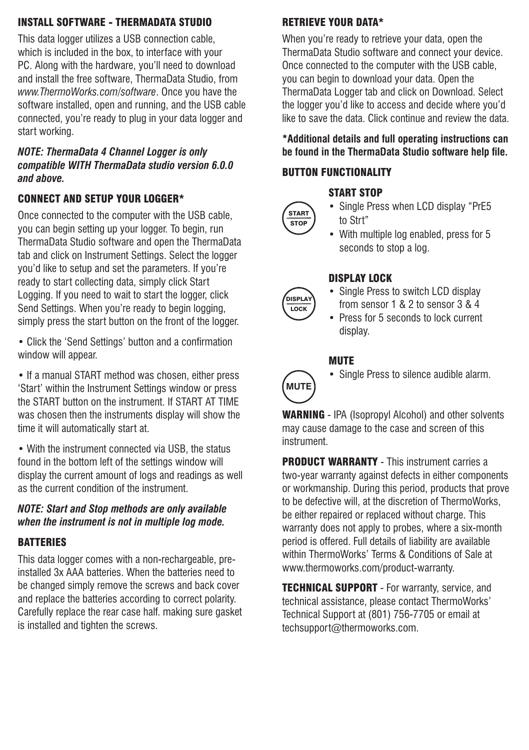## INSTALL SOFTWARE - THERMADATA STUDIO

This data logger utilizes a USB connection cable, which is included in the box, to interface with your PC. Along with the hardware, you'll need to download and install the free software, ThermaData Studio, from *www.ThermoWorks.com/software*. Once you have the software installed, open and running, and the USB cable connected, you're ready to plug in your data logger and start working.

***NOTE: ThermaData 4 Channel Logger is only compatible WITH ThermaData studio version 6.0.0 and above.***

## CONNECT AND SETUP YOUR LOGGER*

Once connected to the computer with the USB cable, you can begin setting up your logger. To begin, run ThermaData Studio software and open the ThermaData tab and click on Instrument Settings. Select the logger you'd like to setup and set the parameters. If you're ready to start collecting data, simply click Start Logging. If you need to wait to start the logger, click Send Settings. When you're ready to begin logging, simply press the start button on the front of the logger.

• Click the 'Send Settings' button and a confirmation window will appear.

• If a manual START method was chosen, either press 'Start' within the Instrument Settings window or press the START button on the instrument. If START AT TIME was chosen then the instruments display will show the time it will automatically start at.

• With the instrument connected via USB, the status found in the bottom left of the settings window will display the current amount of logs and readings as well as the current condition of the instrument.

***NOTE: Start and Stop methods are only available when the instrument is not in multiple log mode.***

## BATTERIES

This data logger comes with a non-rechargeable, pre-installed 3x AAA batteries. When the batteries need to be changed simply remove the screws and back cover and replace the batteries according to correct polarity. Carefully replace the rear case half. making sure gasket is installed and tighten the screws.

## RETRIEVE YOUR DATA*

When you're ready to retrieve your data, open the ThermaData Studio software and connect your device. Once connected to the computer with the USB cable, you can begin to download your data. Open the ThermaData Logger tab and click on Download. Select the logger you'd like to access and decide where you'd like to save the data. Click continue and review the data.

**\*Additional details and full operating instructions can be found in the ThermaData Studio software help file.**

## BUTTON FUNCTIONALITY

### START STOP

START / STOP

- Single Press when LCD display "PrE5 to Strt"
- With multiple log enabled, press for 5 seconds to stop a log.

### DISPLAY LOCK

DISPLAY / LOCK

- Single Press to switch LCD display from sensor 1 & 2 to sensor 3 & 4
- Press for 5 seconds to lock current display.

### MUTE

MUTE

- Single Press to silence audible alarm.

**WARNING** - IPA (Isopropyl Alcohol) and other solvents may cause damage to the case and screen of this instrument.

**PRODUCT WARRANTY** - This instrument carries a two-year warranty against defects in either components or workmanship. During this period, products that prove to be defective will, at the discretion of ThermoWorks, be either repaired or replaced without charge. This warranty does not apply to probes, where a six-month period is offered. Full details of liability are available within ThermoWorks' Terms & Conditions of Sale at www.thermoworks.com/product-warranty.

**TECHNICAL SUPPORT** - For warranty, service, and technical assistance, please contact ThermoWorks' Technical Support at (801) 756-7705 or email at techsupport@thermoworks.com.